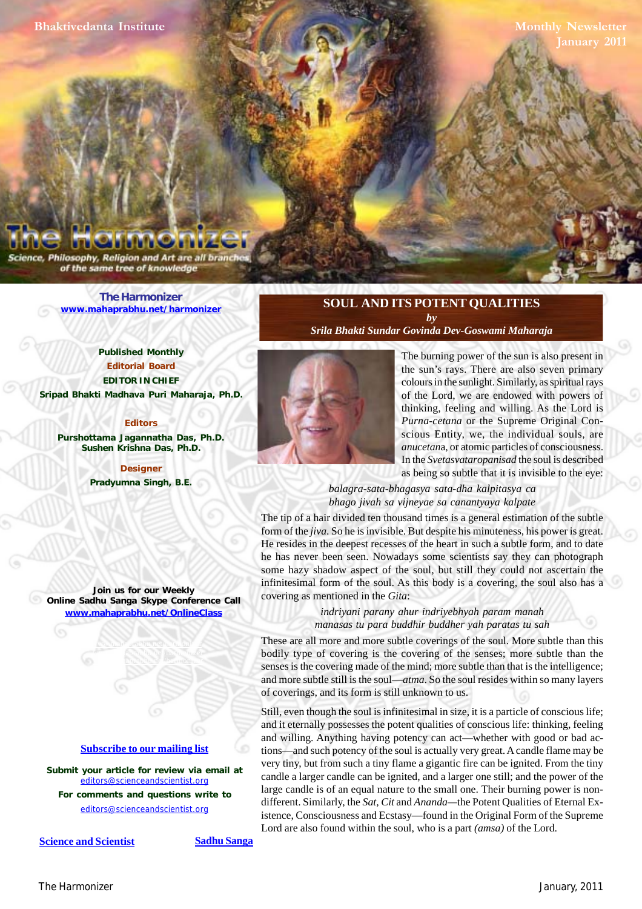Bhaktivedanta Institute

Monthly Newsletter
January 2011

# The Harmonizer

Science, Philosophy, Religion and Art are all branches of the same tree of knowledge

**The Harmonizer**
www.mahaprabhu.net/harmonizer

**Published Monthly**

**Editorial Board**

**EDITOR IN CHIEF**
Sripad Bhakti Madhava Puri Maharaja, Ph.D.

**Editors**
Purshottama Jagannatha Das, Ph.D.
Sushen Krishna Das, Ph.D.

**Designer**
Pradyumna Singh, B.E.

Join us for our Weekly Online Sadhu Sanga Skype Conference Call
www.mahaprabhu.net/OnlineClass

Subscribe to our mailing list

Submit your article for review via email at editors@scienceandscientist.org

For comments and questions write to editors@scienceandscientist.org

Science and Scientist

Sadhu Sanga

## SOUL AND ITS POTENT QUALITIES

*by*

*Srila Bhakti Sundar Govinda Dev-Goswami Maharaja*

The burning power of the sun is also present in the sun's rays. There are also seven primary colours in the sunlight. Similarly, as spiritual rays of the Lord, we are endowed with powers of thinking, feeling and willing. As the Lord is *Purna-cetana* or the Supreme Original Conscious Entity, we, the individual souls, are *anucetana*, or atomic particles of consciousness. In the *Svetasvataropanisad* the soul is described as being so subtle that it is invisible to the eye:

*balagra-sata-bhagasya sata-dha kalpitasya ca*
*bhago jivah sa vijneyae sa canantyaya kalpate*

The tip of a hair divided ten thousand times is a general estimation of the subtle form of the *jiva*. So he is invisible. But despite his minuteness, his power is great. He resides in the deepest recesses of the heart in such a subtle form, and to date he has never been seen. Nowadays some scientists say they can photograph some hazy shadow aspect of the soul, but still they could not ascertain the infinitesimal form of the soul. As this body is a covering, the soul also has a covering as mentioned in the *Gita*:

*indriyani parany ahur indriyebhyah param manah*
*manasas tu para buddhir buddher yah paratas tu sah*

These are all more and more subtle coverings of the soul. More subtle than this bodily type of covering is the covering of the senses; more subtle than the senses is the covering made of the mind; more subtle than that is the intelligence; and more subtle still is the soul—*atma*. So the soul resides within so many layers of coverings, and its form is still unknown to us.

Still, even though the soul is infinitesimal in size, it is a particle of conscious life; and it eternally possesses the potent qualities of conscious life: thinking, feeling and willing. Anything having potency can act—whether with good or bad actions—and such potency of the soul is actually very great. A candle flame may be very tiny, but from such a tiny flame a gigantic fire can be ignited. From the tiny candle a larger candle can be ignited, and a larger one still; and the power of the large candle is of an equal nature to the small one. Their burning power is non-different. Similarly, the *Sat*, *Cit* and *Ananda*—the Potent Qualities of Eternal Existence, Consciousness and Ecstasy—found in the Original Form of the Supreme Lord are also found within the soul, who is a part *(amsa)* of the Lord.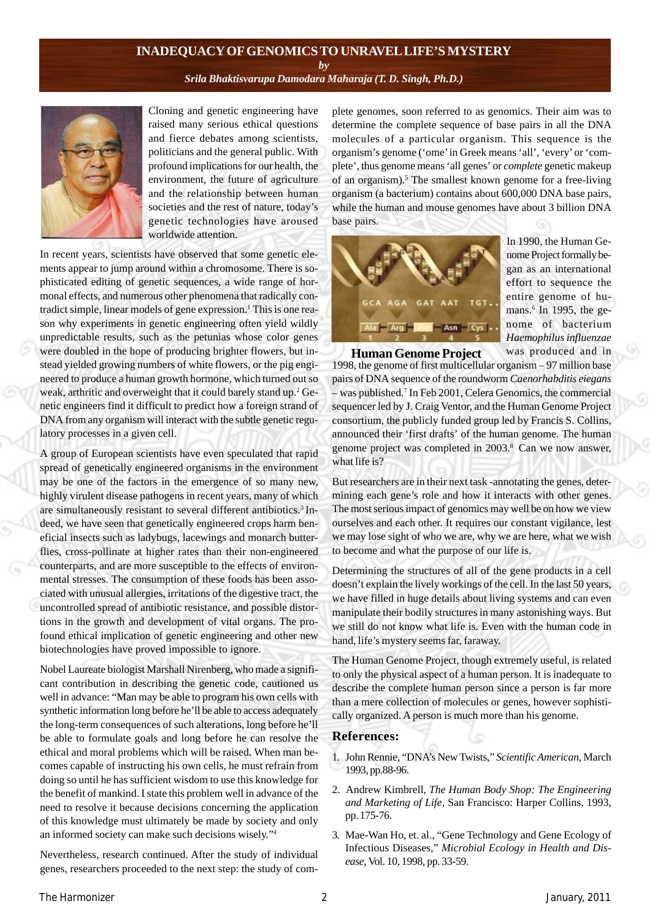# INADEQUACY OF GENOMICS TO UNRAVEL LIFE'S MYSTERY

*by*

*Srila Bhaktisvarupa Damodara Maharaja (T. D. Singh, Ph.D.)*

Cloning and genetic engineering have raised many serious ethical questions and fierce debates among scientists, politicians and the general public. With profound implications for our health, the environment, the future of agriculture and the relationship between human societies and the rest of nature, today's genetic technologies have aroused worldwide attention.

In recent years, scientists have observed that some genetic elements appear to jump around within a chromosome. There is sophisticated editing of genetic sequences, a wide range of hormonal effects, and numerous other phenomena that radically contradict simple, linear models of gene expression.[1] This is one reason why experiments in genetic engineering often yield wildly unpredictable results, such as the petunias whose color genes were doubled in the hope of producing brighter flowers, but instead yielded growing numbers of white flowers, or the pig engineered to produce a human growth hormone, which turned out so weak, arthritic and overweight that it could barely stand up.[2] Genetic engineers find it difficult to predict how a foreign strand of DNA from any organism will interact with the subtle genetic regulatory processes in a given cell.

A group of European scientists have even speculated that rapid spread of genetically engineered organisms in the environment may be one of the factors in the emergence of so many new, highly virulent disease pathogens in recent years, many of which are simultaneously resistant to several different antibiotics.[3] Indeed, we have seen that genetically engineered crops harm beneficial insects such as ladybugs, lacewings and monarch butterflies, cross-pollinate at higher rates than their non-engineered counterparts, and are more susceptible to the effects of environmental stresses. The consumption of these foods has been associated with unusual allergies, irritations of the digestive tract, the uncontrolled spread of antibiotic resistance, and possible distortions in the growth and development of vital organs. The profound ethical implication of genetic engineering and other new biotechnologies have proved impossible to ignore.

Nobel Laureate biologist Marshall Nirenberg, who made a significant contribution in describing the genetic code, cautioned us well in advance: "Man may be able to program his own cells with synthetic information long before he'll be able to access adequately the long-term consequences of such alterations, long before he'll be able to formulate goals and long before he can resolve the ethical and moral problems which will be raised. When man becomes capable of instructing his own cells, he must refrain from doing so until he has sufficient wisdom to use this knowledge for the benefit of mankind. I state this problem well in advance of the need to resolve it because decisions concerning the application of this knowledge must ultimately be made by society and only an informed society can make such decisions wisely."[4]

Nevertheless, research continued. After the study of individual genes, researchers proceeded to the next step: the study of complete genomes, soon referred to as genomics. Their aim was to determine the complete sequence of base pairs in all the DNA molecules of a particular organism. This sequence is the organism's genome ('ome' in Greek means 'all', 'every' or 'complete', thus genome means 'all genes' or *complete* genetic makeup of an organism).[5] The smallest known genome for a free-living organism (a bacterium) contains about 600,000 DNA base pairs, while the human and mouse genomes have about 3 billion DNA base pairs.

**Human Genome Project**

In 1990, the Human Genome Project formally began as an international effort to sequence the entire genome of humans.[6] In 1995, the genome of bacterium *Haemophilus influenzae* was produced and in 1998, the genome of first multicellular organism – 97 million base pairs of DNA sequence of the roundworm *Caenorhabditis eiegans* – was published.[7] In Feb 2001, Celera Genomics, the commercial sequencer led by J. Craig Ventor, and the Human Genome Project consortium, the publicly funded group led by Francis S. Collins, announced their 'first drafts' of the human genome. The human genome project was completed in 2003.[8] Can we now answer, what life is?

But researchers are in their next task -annotating the genes, determining each gene's role and how it interacts with other genes. The most serious impact of genomics may well be on how we view ourselves and each other. It requires our constant vigilance, lest we may lose sight of who we are, why we are here, what we wish to become and what the purpose of our life is.

Determining the structures of all of the gene products in a cell doesn't explain the lively workings of the cell. In the last 50 years, we have filled in huge details about living systems and can even manipulate their bodily structures in many astonishing ways. But we still do not know what life is. Even with the human code in hand, life's mystery seems far, faraway.

The Human Genome Project, though extremely useful, is related to only the physical aspect of a human person. It is inadequate to describe the complete human person since a person is far more than a mere collection of molecules or genes, however sophisticated organized. A person is much more than his genome.

## References:

1. John Rennie, "DNA's New Twists," *Scientific American*, March 1993, pp.88-96.
2. Andrew Kimbrell, *The Human Body Shop: The Engineering and Marketing of Life*, San Francisco: Harper Collins, 1993, pp. 175-76.
3. Mae-Wan Ho, et. al., "Gene Technology and Gene Ecology of Infectious Diseases," *Microbial Ecology in Health and Disease*, Vol. 10, 1998, pp. 33-59.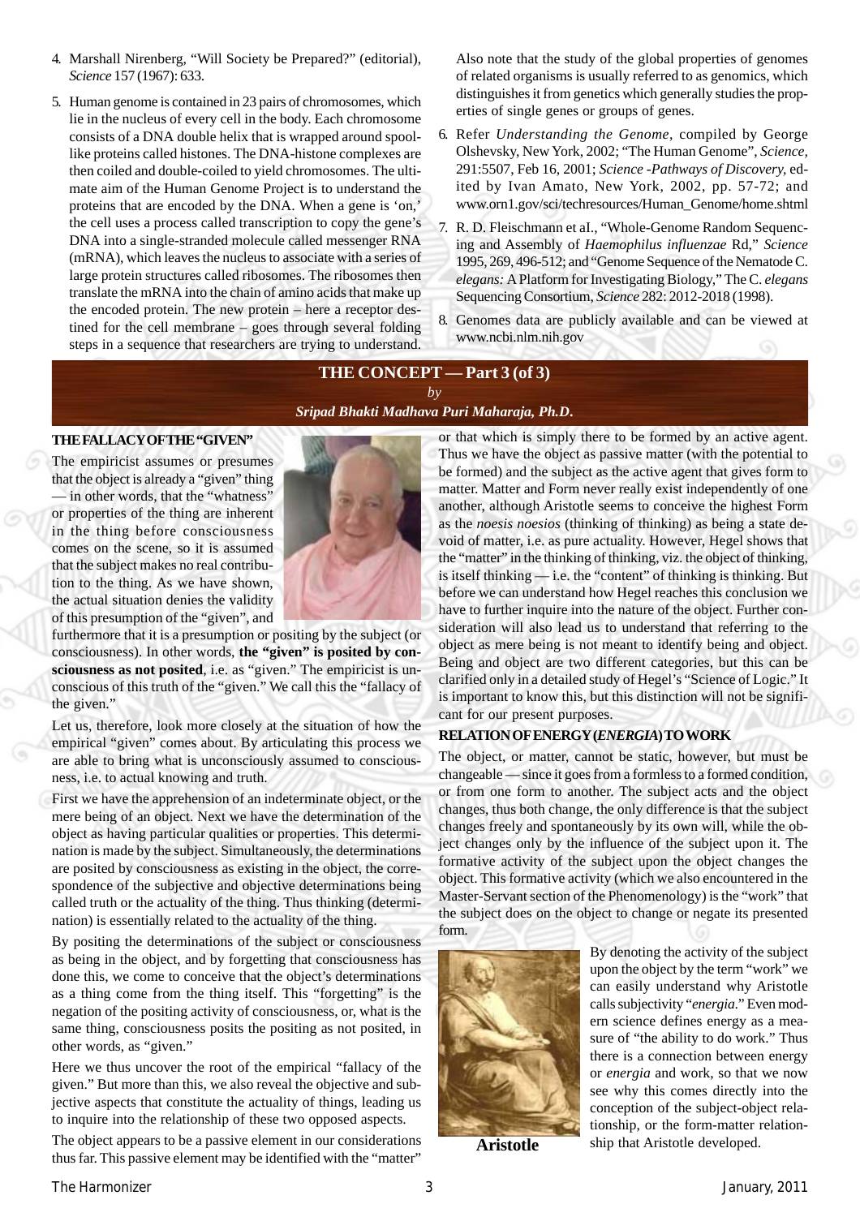4. Marshall Nirenberg, "Will Society be Prepared?" (editorial), *Science* 157 (1967): 633.

5. Human genome is contained in 23 pairs of chromosomes, which lie in the nucleus of every cell in the body. Each chromosome consists of a DNA double helix that is wrapped around spool-like proteins called histones. The DNA-histone complexes are then coiled and double-coiled to yield chromosomes. The ultimate aim of the Human Genome Project is to understand the proteins that are encoded by the DNA. When a gene is 'on,' the cell uses a process called transcription to copy the gene's DNA into a single-stranded molecule called messenger RNA (mRNA), which leaves the nucleus to associate with a series of large protein structures called ribosomes. The ribosomes then translate the mRNA into the chain of amino acids that make up the encoded protein. The new protein – here a receptor destined for the cell membrane – goes through several folding steps in a sequence that researchers are trying to understand.

   Also note that the study of the global properties of genomes of related organisms is usually referred to as genomics, which distinguishes it from genetics which generally studies the properties of single genes or groups of genes.

6. Refer *Understanding the Genome*, compiled by George Olshevsky, New York, 2002; "The Human Genome", *Science*, 291:5507, Feb 16, 2001; *Science -Pathways of Discovery*, edited by Ivan Amato, New York, 2002, pp. 57-72; and www.orn1.gov/sci/techresources/Human_Genome/home.shtml

7. R. D. Fleischmann et aI., "Whole-Genome Random Sequencing and Assembly of *Haemophilus influenzae* Rd," *Science* 1995, 269, 496-512; and "Genome Sequence of the Nematode C. *elegans:* A Platform for Investigating Biology," The C. *elegans* Sequencing Consortium, *Science* 282: 2012-2018 (1998).

8. Genomes data are publicly available and can be viewed at www.ncbi.nlm.nih.gov

## THE CONCEPT — Part 3 (of 3)

*by*

***Sripad Bhakti Madhava Puri Maharaja, Ph.D.***

### THE FALLACY OF THE "GIVEN"

The empiricist assumes or presumes that the object is already a "given" thing — in other words, that the "whatness" or properties of the thing are inherent in the thing before consciousness comes on the scene, so it is assumed that the subject makes no real contribution to the thing. As we have shown, the actual situation denies the validity of this presumption of the "given", and furthermore that it is a presumption or positing by the subject (or consciousness). In other words, **the "given" is posited by consciousness as not posited**, i.e. as "given." The empiricist is unconscious of this truth of the "given." We call this the "fallacy of the given."

Let us, therefore, look more closely at the situation of how the empirical "given" comes about. By articulating this process we are able to bring what is unconsciously assumed to consciousness, i.e. to actual knowing and truth.

First we have the apprehension of an indeterminate object, or the mere being of an object. Next we have the determination of the object as having particular qualities or properties. This determination is made by the subject. Simultaneously, the determinations are posited by consciousness as existing in the object, the correspondence of the subjective and objective determinations being called truth or the actuality of the thing. Thus thinking (determination) is essentially related to the actuality of the thing.

By positing the determinations of the subject or consciousness as being in the object, and by forgetting that consciousness has done this, we come to conceive that the object's determinations as a thing come from the thing itself. This "forgetting" is the negation of the positing activity of consciousness, or, what is the same thing, consciousness posits the positing as not posited, in other words, as "given."

Here we thus uncover the root of the empirical "fallacy of the given." But more than this, we also reveal the objective and subjective aspects that constitute the actuality of things, leading us to inquire into the relationship of these two opposed aspects.

The object appears to be a passive element in our considerations thus far. This passive element may be identified with the "matter" or that which is simply there to be formed by an active agent. Thus we have the object as passive matter (with the potential to be formed) and the subject as the active agent that gives form to matter. Matter and Form never really exist independently of one another, although Aristotle seems to conceive the highest Form as the *noesis noesios* (thinking of thinking) as being a state devoid of matter, i.e. as pure actuality. However, Hegel shows that the "matter" in the thinking of thinking, viz. the object of thinking, is itself thinking — i.e. the "content" of thinking is thinking. But before we can understand how Hegel reaches this conclusion we have to further inquire into the nature of the object. Further consideration will also lead us to understand that referring to the object as mere being is not meant to identify being and object. Being and object are two different categories, but this can be clarified only in a detailed study of Hegel's "Science of Logic." It is important to know this, but this distinction will not be significant for our present purposes.

### RELATION OF ENERGY (*ENERGIA*) TO WORK

The object, or matter, cannot be static, however, but must be changeable — since it goes from a formless to a formed condition, or from one form to another. The subject acts and the object changes, thus both change, the only difference is that the subject changes freely and spontaneously by its own will, while the object changes only by the influence of the subject upon it. The formative activity of the subject upon the object changes the object. This formative activity (which we also encountered in the Master-Servant section of the Phenomenology) is the "work" that the subject does on the object to change or negate its presented form.

**Aristotle**

By denoting the activity of the subject upon the object by the term "work" we can easily understand why Aristotle calls subjectivity "*energia.*" Even modern science defines energy as a measure of "the ability to do work." Thus there is a connection between energy or *energia* and work, so that we now see why this comes directly into the conception of the subject-object relationship, or the form-matter relationship that Aristotle developed.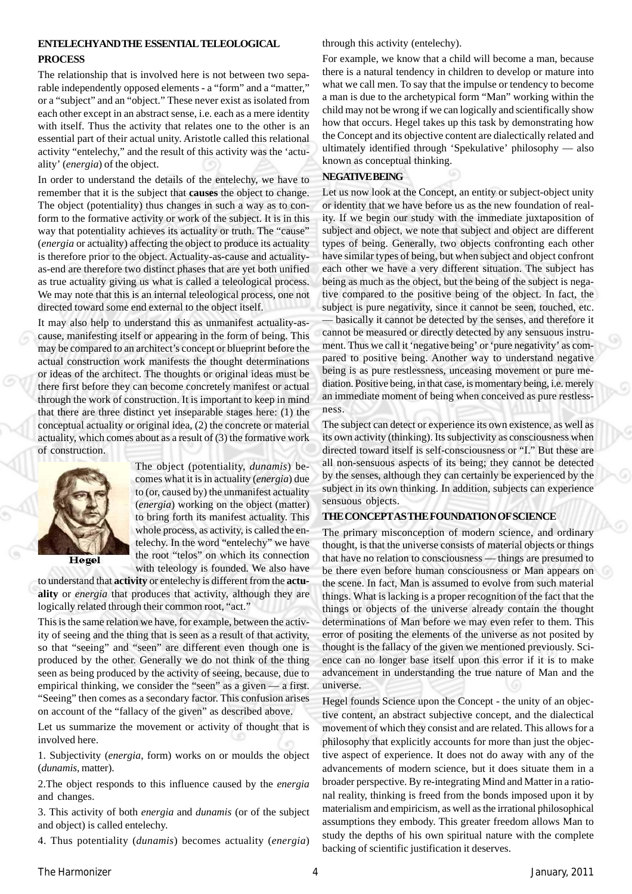## ENTELECHY AND THE ESSENTIAL TELEOLOGICAL PROCESS

The relationship that is involved here is not between two separable independently opposed elements - a "form" and a "matter," or a "subject" and an "object." These never exist as isolated from each other except in an abstract sense, i.e. each as a mere identity with itself. Thus the activity that relates one to the other is an essential part of their actual unity. Aristotle called this relational activity "entelechy," and the result of this activity was the 'actuality' (*energia*) of the object.

In order to understand the details of the entelechy, we have to remember that it is the subject that **causes** the object to change. The object (potentiality) thus changes in such a way as to conform to the formative activity or work of the subject. It is in this way that potentiality achieves its actuality or truth. The "cause" (*energia* or actuality) affecting the object to produce its actuality is therefore prior to the object. Actuality-as-cause and actuality-as-end are therefore two distinct phases that are yet both unified as true actuality giving us what is called a teleological process. We may note that this is an internal teleological process, one not directed toward some end external to the object itself.

It may also help to understand this as unmanifest actuality-as-cause, manifesting itself or appearing in the form of being. This may be compared to an architect's concept or blueprint before the actual construction work manifests the thought determinations or ideas of the architect. The thoughts or original ideas must be there first before they can become concretely manifest or actual through the work of construction. It is important to keep in mind that there are three distinct yet inseparable stages here: (1) the conceptual actuality or original idea, (2) the concrete or material actuality, which comes about as a result of (3) the formative work of construction.

Hegel

The object (potentiality, *dunamis*) becomes what it is in actuality (*energia*) due to (or, caused by) the unmanifest actuality (*energia*) working on the object (matter) to bring forth its manifest actuality. This whole process, as activity, is called the entelechy. In the word "entelechy" we have the root "telos" on which its connection with teleology is founded. We also have to understand that **activity** or entelechy is different from the **actuality** or *energia* that produces that activity, although they are logically related through their common root, "act."

This is the same relation we have, for example, between the activity of seeing and the thing that is seen as a result of that activity, so that "seeing" and "seen" are different even though one is produced by the other. Generally we do not think of the thing seen as being produced by the activity of seeing, because, due to empirical thinking, we consider the "seen" as a given — a first. "Seeing" then comes as a secondary factor. This confusion arises on account of the "fallacy of the given" as described above.

Let us summarize the movement or activity of thought that is involved here.

1. Subjectivity (*energia*, form) works on or moulds the object (*dunamis*, matter).

2. The object responds to this influence caused by the *energia* and changes.

3. This activity of both *energia* and *dunamis* (or of the subject and object) is called entelechy.

4. Thus potentiality (*dunamis*) becomes actuality (*energia*) through this activity (entelechy).

For example, we know that a child will become a man, because there is a natural tendency in children to develop or mature into what we call men. To say that the impulse or tendency to become a man is due to the archetypical form "Man" working within the child may not be wrong if we can logically and scientifically show how that occurs. Hegel takes up this task by demonstrating how the Concept and its objective content are dialectically related and ultimately identified through 'Spekulative' philosophy — also known as conceptual thinking.

## NEGATIVE BEING

Let us now look at the Concept, an entity or subject-object unity or identity that we have before us as the new foundation of reality. If we begin our study with the immediate juxtaposition of subject and object, we note that subject and object are different types of being. Generally, two objects confronting each other have similar types of being, but when subject and object confront each other we have a very different situation. The subject has being as much as the object, but the being of the subject is negative compared to the positive being of the object. In fact, the subject is pure negativity, since it cannot be seen, touched, etc. — basically it cannot be detected by the senses, and therefore it cannot be measured or directly detected by any sensuous instrument. Thus we call it 'negative being' or 'pure negativity' as compared to positive being. Another way to understand negative being is as pure restlessness, unceasing movement or pure mediation. Positive being, in that case, is momentary being, i.e. merely an immediate moment of being when conceived as pure restlessness.

The subject can detect or experience its own existence, as well as its own activity (thinking). Its subjectivity as consciousness when directed toward itself is self-consciousness or "I." But these are all non-sensuous aspects of its being; they cannot be detected by the senses, although they can certainly be experienced by the subject in its own thinking. In addition, subjects can experience sensuous objects.

## THE CONCEPT AS THE FOUNDATION OF SCIENCE

The primary misconception of modern science, and ordinary thought, is that the universe consists of material objects or things that have no relation to consciousness — things are presumed to be there even before human consciousness or Man appears on the scene. In fact, Man is assumed to evolve from such material things. What is lacking is a proper recognition of the fact that the things or objects of the universe already contain the thought determinations of Man before we may even refer to them. This error of positing the elements of the universe as not posited by thought is the fallacy of the given we mentioned previously. Science can no longer base itself upon this error if it is to make advancement in understanding the true nature of Man and the universe.

Hegel founds Science upon the Concept - the unity of an objective content, an abstract subjective concept, and the dialectical movement of which they consist and are related. This allows for a philosophy that explicitly accounts for more than just the objective aspect of experience. It does not do away with any of the advancements of modern science, but it does situate them in a broader perspective. By re-integrating Mind and Matter in a rational reality, thinking is freed from the bonds imposed upon it by materialism and empiricism, as well as the irrational philosophical assumptions they embody. This greater freedom allows Man to study the depths of his own spiritual nature with the complete backing of scientific justification it deserves.